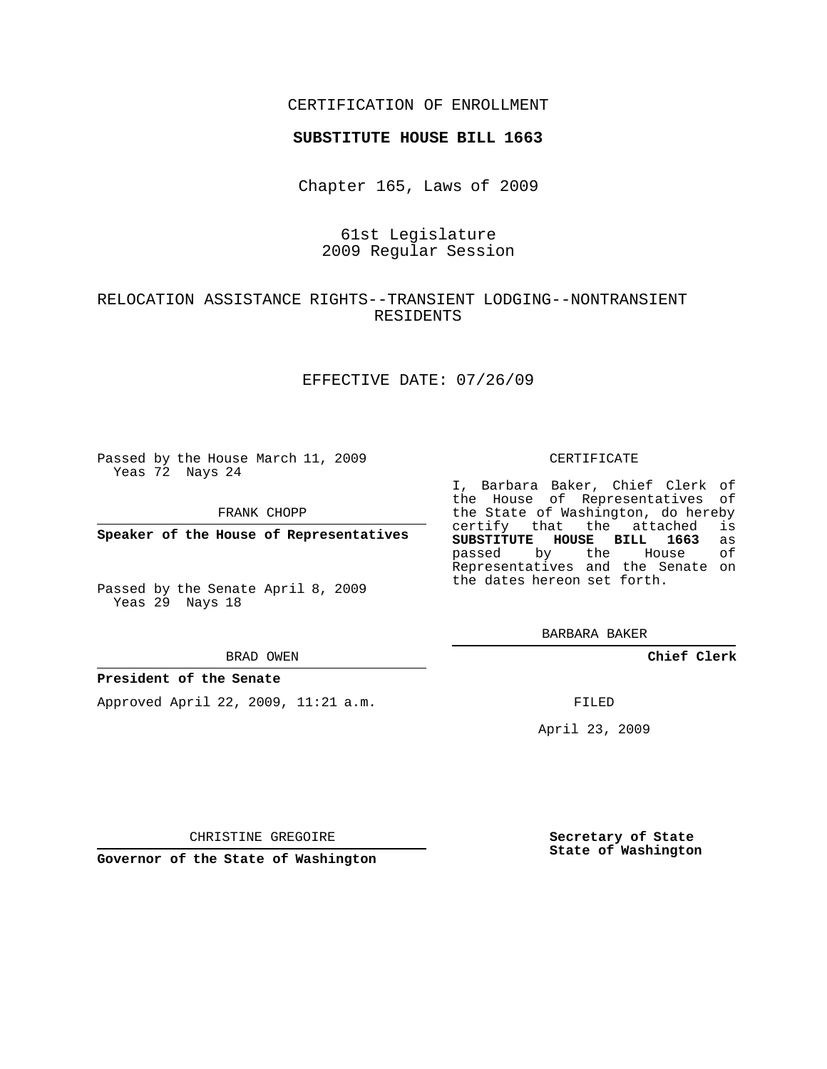CERTIFICATION OF ENROLLMENT

**SUBSTITUTE HOUSE BILL 1663**

Chapter 165, Laws of 2009

61st Legislature
2009 Regular Session

RELOCATION ASSISTANCE RIGHTS--TRANSIENT LODGING--NONTRANSIENT RESIDENTS

EFFECTIVE DATE: 07/26/09

Passed by the House March 11, 2009
Yeas 72 Nays 24

FRANK CHOPP

**Speaker of the House of Representatives**

Passed by the Senate April 8, 2009
Yeas 29 Nays 18

BRAD OWEN

**President of the Senate**

Approved April 22, 2009, 11:21 a.m.

CHRISTINE GREGOIRE

**Governor of the State of Washington**

CERTIFICATE

I, Barbara Baker, Chief Clerk of the House of Representatives of the State of Washington, do hereby certify that the attached is **SUBSTITUTE HOUSE BILL 1663** as passed by the House of Representatives and the Senate on the dates hereon set forth.

BARBARA BAKER

**Chief Clerk**

FILED

April 23, 2009

**Secretary of State**
**State of Washington**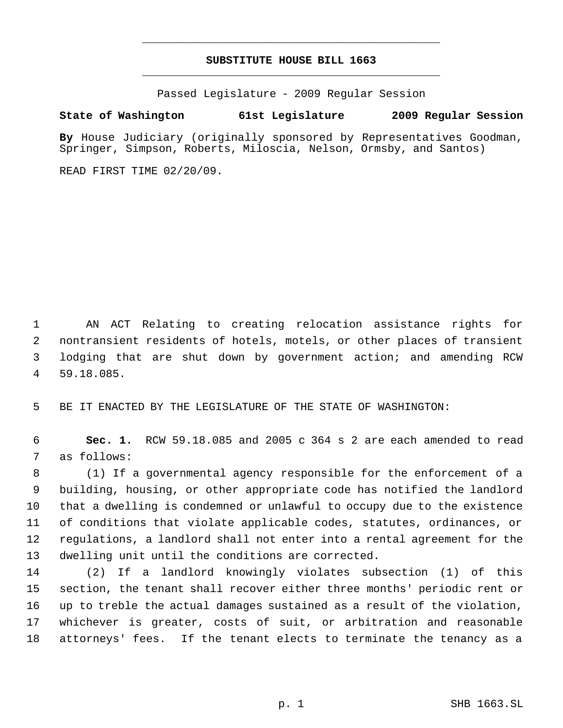# SUBSTITUTE HOUSE BILL 1663

Passed Legislature - 2009 Regular Session

**State of Washington 61st Legislature 2009 Regular Session**

**By** House Judiciary (originally sponsored by Representatives Goodman, Springer, Simpson, Roberts, Miloscia, Nelson, Ormsby, and Santos)

READ FIRST TIME 02/20/09.

AN ACT Relating to creating relocation assistance rights for nontransient residents of hotels, motels, or other places of transient lodging that are shut down by government action; and amending RCW 59.18.085.

BE IT ENACTED BY THE LEGISLATURE OF THE STATE OF WASHINGTON:

**Sec. 1.** RCW 59.18.085 and 2005 c 364 s 2 are each amended to read as follows:

(1) If a governmental agency responsible for the enforcement of a building, housing, or other appropriate code has notified the landlord that a dwelling is condemned or unlawful to occupy due to the existence of conditions that violate applicable codes, statutes, ordinances, or regulations, a landlord shall not enter into a rental agreement for the dwelling unit until the conditions are corrected.

(2) If a landlord knowingly violates subsection (1) of this section, the tenant shall recover either three months' periodic rent or up to treble the actual damages sustained as a result of the violation, whichever is greater, costs of suit, or arbitration and reasonable attorneys' fees. If the tenant elects to terminate the tenancy as a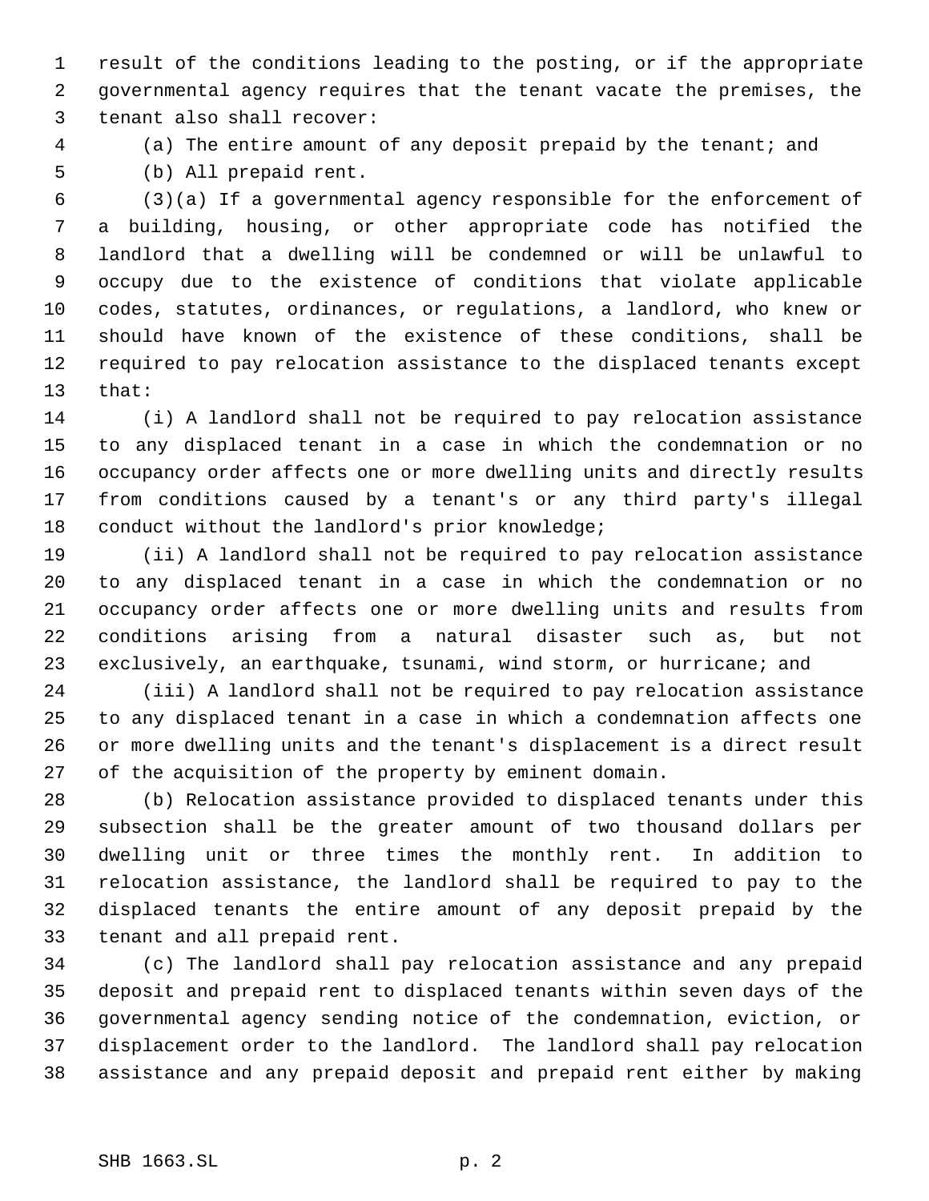result of the conditions leading to the posting, or if the appropriate governmental agency requires that the tenant vacate the premises, the tenant also shall recover:

(a) The entire amount of any deposit prepaid by the tenant; and

(b) All prepaid rent.

(3)(a) If a governmental agency responsible for the enforcement of a building, housing, or other appropriate code has notified the landlord that a dwelling will be condemned or will be unlawful to occupy due to the existence of conditions that violate applicable codes, statutes, ordinances, or regulations, a landlord, who knew or should have known of the existence of these conditions, shall be required to pay relocation assistance to the displaced tenants except that:

(i) A landlord shall not be required to pay relocation assistance to any displaced tenant in a case in which the condemnation or no occupancy order affects one or more dwelling units and directly results from conditions caused by a tenant's or any third party's illegal conduct without the landlord's prior knowledge;

(ii) A landlord shall not be required to pay relocation assistance to any displaced tenant in a case in which the condemnation or no occupancy order affects one or more dwelling units and results from conditions arising from a natural disaster such as, but not exclusively, an earthquake, tsunami, wind storm, or hurricane; and

(iii) A landlord shall not be required to pay relocation assistance to any displaced tenant in a case in which a condemnation affects one or more dwelling units and the tenant's displacement is a direct result of the acquisition of the property by eminent domain.

(b) Relocation assistance provided to displaced tenants under this subsection shall be the greater amount of two thousand dollars per dwelling unit or three times the monthly rent. In addition to relocation assistance, the landlord shall be required to pay to the displaced tenants the entire amount of any deposit prepaid by the tenant and all prepaid rent.

(c) The landlord shall pay relocation assistance and any prepaid deposit and prepaid rent to displaced tenants within seven days of the governmental agency sending notice of the condemnation, eviction, or displacement order to the landlord. The landlord shall pay relocation assistance and any prepaid deposit and prepaid rent either by making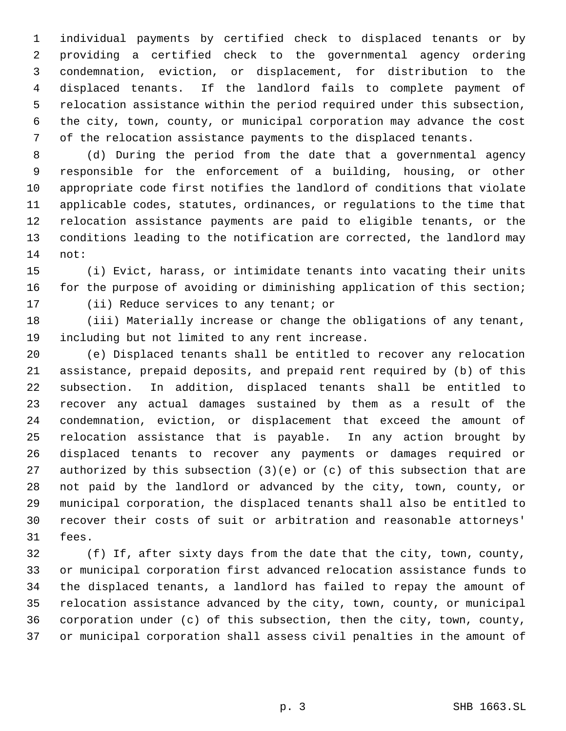individual payments by certified check to displaced tenants or by providing a certified check to the governmental agency ordering condemnation, eviction, or displacement, for distribution to the displaced tenants. If the landlord fails to complete payment of relocation assistance within the period required under this subsection, the city, town, county, or municipal corporation may advance the cost of the relocation assistance payments to the displaced tenants.

(d) During the period from the date that a governmental agency responsible for the enforcement of a building, housing, or other appropriate code first notifies the landlord of conditions that violate applicable codes, statutes, ordinances, or regulations to the time that relocation assistance payments are paid to eligible tenants, or the conditions leading to the notification are corrected, the landlord may not:

(i) Evict, harass, or intimidate tenants into vacating their units for the purpose of avoiding or diminishing application of this section;

(ii) Reduce services to any tenant; or

(iii) Materially increase or change the obligations of any tenant, including but not limited to any rent increase.

(e) Displaced tenants shall be entitled to recover any relocation assistance, prepaid deposits, and prepaid rent required by (b) of this subsection. In addition, displaced tenants shall be entitled to recover any actual damages sustained by them as a result of the condemnation, eviction, or displacement that exceed the amount of relocation assistance that is payable. In any action brought by displaced tenants to recover any payments or damages required or authorized by this subsection (3)(e) or (c) of this subsection that are not paid by the landlord or advanced by the city, town, county, or municipal corporation, the displaced tenants shall also be entitled to recover their costs of suit or arbitration and reasonable attorneys' fees.

(f) If, after sixty days from the date that the city, town, county, or municipal corporation first advanced relocation assistance funds to the displaced tenants, a landlord has failed to repay the amount of relocation assistance advanced by the city, town, county, or municipal corporation under (c) of this subsection, then the city, town, county, or municipal corporation shall assess civil penalties in the amount of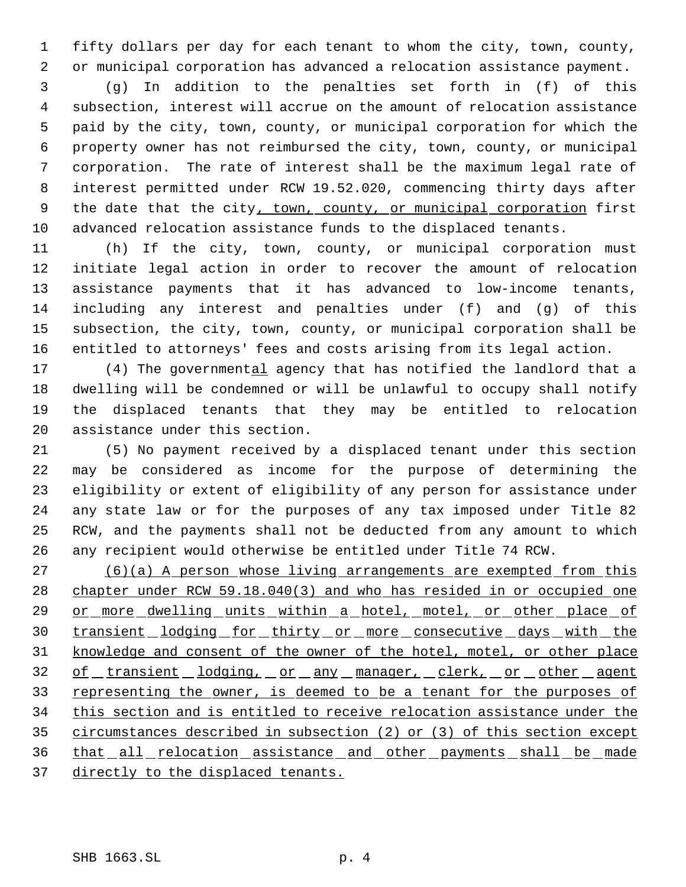fifty dollars per day for each tenant to whom the city, town, county, or municipal corporation has advanced a relocation assistance payment.

(g) In addition to the penalties set forth in (f) of this subsection, interest will accrue on the amount of relocation assistance paid by the city, town, county, or municipal corporation for which the property owner has not reimbursed the city, town, county, or municipal corporation. The rate of interest shall be the maximum legal rate of interest permitted under RCW 19.52.020, commencing thirty days after the date that the city, town, county, or municipal corporation first advanced relocation assistance funds to the displaced tenants.

(h) If the city, town, county, or municipal corporation must initiate legal action in order to recover the amount of relocation assistance payments that it has advanced to low-income tenants, including any interest and penalties under (f) and (g) of this subsection, the city, town, county, or municipal corporation shall be entitled to attorneys' fees and costs arising from its legal action.

(4) The governmental agency that has notified the landlord that a dwelling will be condemned or will be unlawful to occupy shall notify the displaced tenants that they may be entitled to relocation assistance under this section.

(5) No payment received by a displaced tenant under this section may be considered as income for the purpose of determining the eligibility or extent of eligibility of any person for assistance under any state law or for the purposes of any tax imposed under Title 82 RCW, and the payments shall not be deducted from any amount to which any recipient would otherwise be entitled under Title 74 RCW.

(6)(a) A person whose living arrangements are exempted from this chapter under RCW 59.18.040(3) and who has resided in or occupied one or more dwelling units within a hotel, motel, or other place of transient lodging for thirty or more consecutive days with the knowledge and consent of the owner of the hotel, motel, or other place of transient lodging, or any manager, clerk, or other agent representing the owner, is deemed to be a tenant for the purposes of this section and is entitled to receive relocation assistance under the circumstances described in subsection (2) or (3) of this section except that all relocation assistance and other payments shall be made directly to the displaced tenants.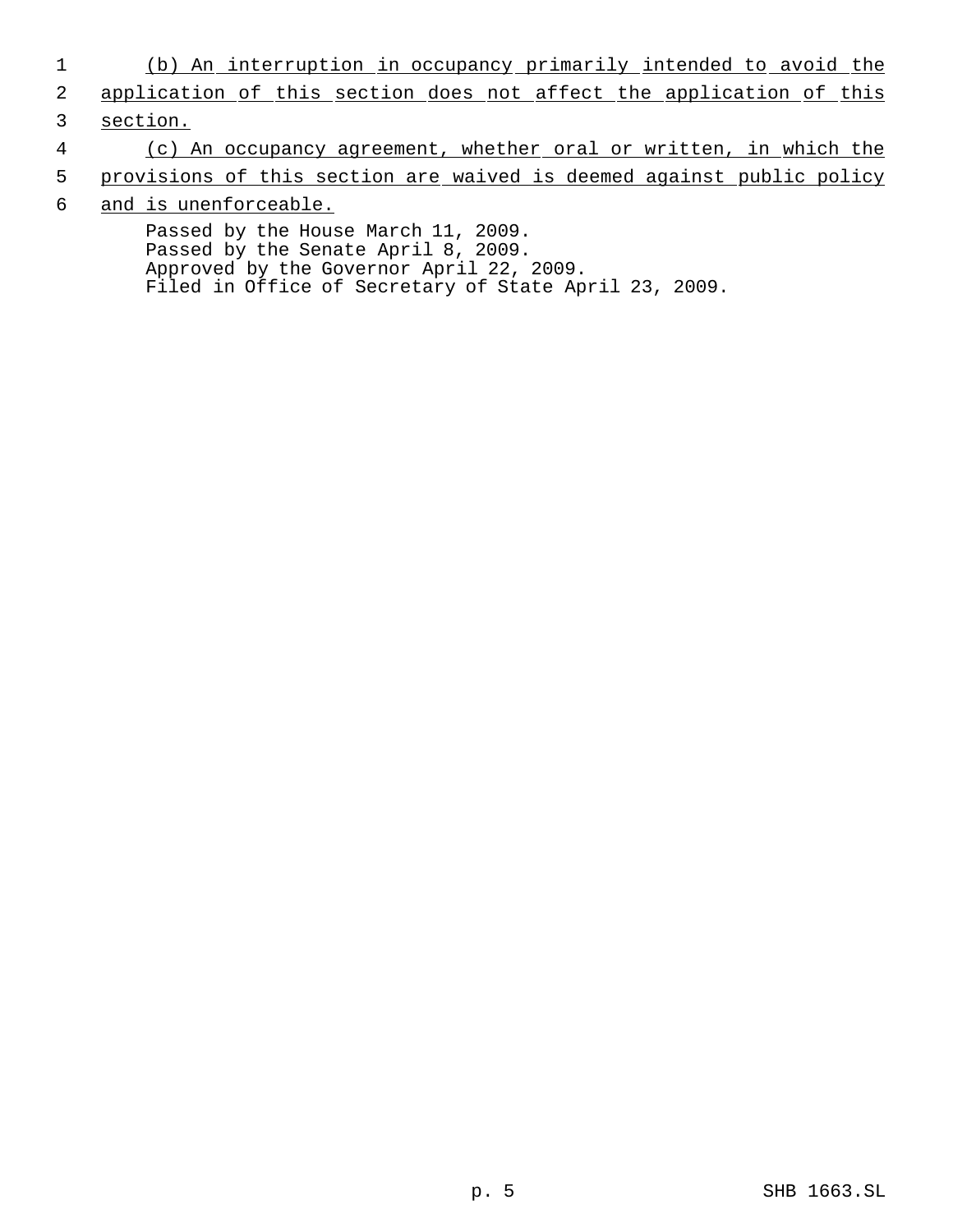(b) An interruption in occupancy primarily intended to avoid the application of this section does not affect the application of this section.

(c) An occupancy agreement, whether oral or written, in which the provisions of this section are waived is deemed against public policy and is unenforceable.

Passed by the House March 11, 2009.
Passed by the Senate April 8, 2009.
Approved by the Governor April 22, 2009.
Filed in Office of Secretary of State April 23, 2009.